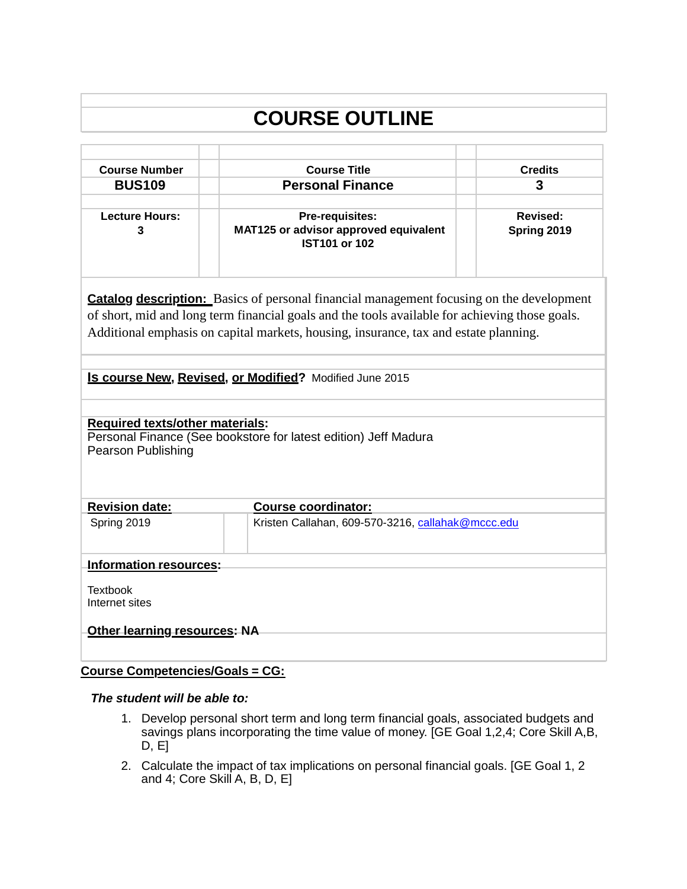# COURSE OUTLINE

| Course Number | Course Title | Credits |
|---|---|---|
| **BUS109** | **Personal Finance** | **3** |
| **Lecture Hours:** 3 | **Pre-requisites:** MAT125 or advisor approved equivalent IST101 or 102 | **Revised:** Spring 2019 |

**Catalog description:** Basics of personal financial management focusing on the development of short, mid and long term financial goals and the tools available for achieving those goals. Additional emphasis on capital markets, housing, insurance, tax and estate planning.

**Is course New, Revised, or Modified?** Modified June 2015

**Required texts/other materials:**
Personal Finance (See bookstore for latest edition) Jeff Madura
Pearson Publishing

| Revision date: | Course coordinator: |
|---|---|
| Spring 2019 | Kristen Callahan, 609-570-3216, callahak@mccc.edu |

**Information resources:**

Textbook
Internet sites

**Other learning resources: NA**

**Course Competencies/Goals = CG:**

***The student will be able to:***

1. Develop personal short term and long term financial goals, associated budgets and savings plans incorporating the time value of money. [GE Goal 1,2,4; Core Skill A,B, D, E]
2. Calculate the impact of tax implications on personal financial goals. [GE Goal 1, 2 and 4; Core Skill A, B, D, E]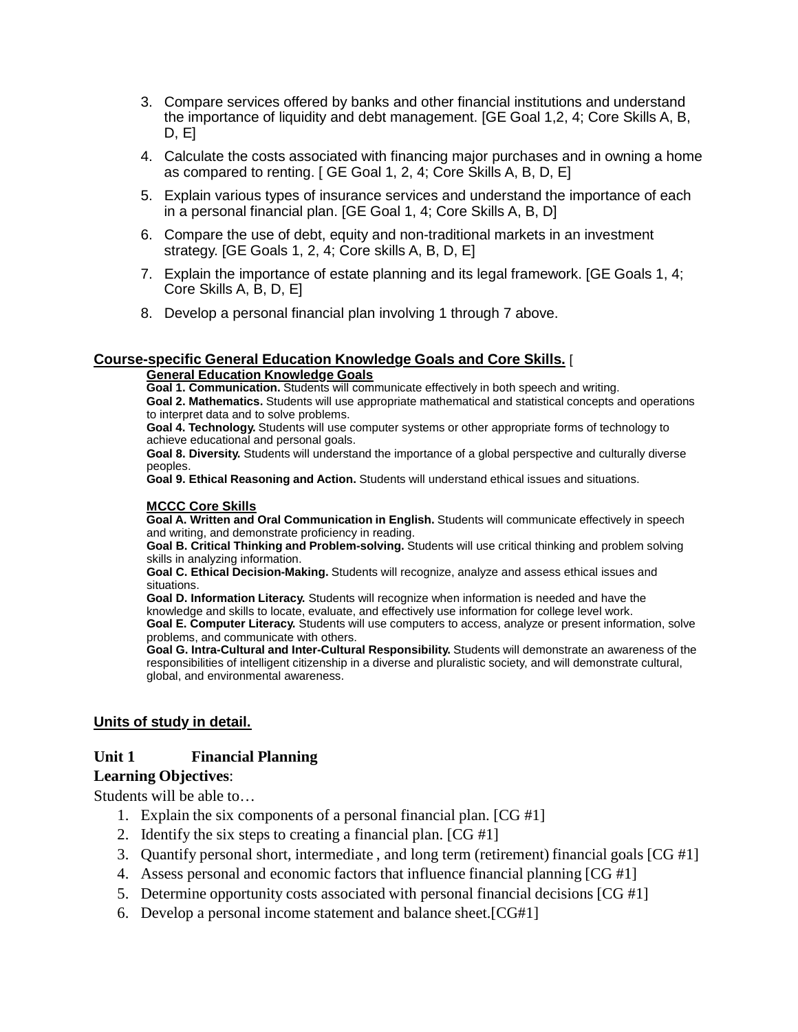3. Compare services offered by banks and other financial institutions and understand the importance of liquidity and debt management. [GE Goal 1,2, 4; Core Skills A, B, D, E]
4. Calculate the costs associated with financing major purchases and in owning a home as compared to renting. [ GE Goal 1, 2, 4; Core Skills A, B, D, E]
5. Explain various types of insurance services and understand the importance of each in a personal financial plan. [GE Goal 1, 4; Core Skills A, B, D]
6. Compare the use of debt, equity and non-traditional markets in an investment strategy. [GE Goals 1, 2, 4; Core skills A, B, D, E]
7. Explain the importance of estate planning and its legal framework. [GE Goals 1, 4; Core Skills A, B, D, E]
8. Develop a personal financial plan involving 1 through 7 above.

**Course-specific General Education Knowledge Goals and Core Skills.** [

**General Education Knowledge Goals**

**Goal 1. Communication.** Students will communicate effectively in both speech and writing.
**Goal 2. Mathematics.** Students will use appropriate mathematical and statistical concepts and operations to interpret data and to solve problems.
**Goal 4. Technology.** Students will use computer systems or other appropriate forms of technology to achieve educational and personal goals.
**Goal 8. Diversity.** Students will understand the importance of a global perspective and culturally diverse peoples.
**Goal 9. Ethical Reasoning and Action.** Students will understand ethical issues and situations.

**MCCC Core Skills**

**Goal A. Written and Oral Communication in English.** Students will communicate effectively in speech and writing, and demonstrate proficiency in reading.
**Goal B. Critical Thinking and Problem-solving.** Students will use critical thinking and problem solving skills in analyzing information.
**Goal C. Ethical Decision-Making.** Students will recognize, analyze and assess ethical issues and situations.
**Goal D. Information Literacy.** Students will recognize when information is needed and have the knowledge and skills to locate, evaluate, and effectively use information for college level work.
**Goal E. Computer Literacy.** Students will use computers to access, analyze or present information, solve problems, and communicate with others.
**Goal G. Intra-Cultural and Inter-Cultural Responsibility.** Students will demonstrate an awareness of the responsibilities of intelligent citizenship in a diverse and pluralistic society, and will demonstrate cultural, global, and environmental awareness.

**Units of study in detail.**

**Unit 1 Financial Planning**

**Learning Objectives**:

Students will be able to…

1. Explain the six components of a personal financial plan. [CG #1]
2. Identify the six steps to creating a financial plan. [CG #1]
3. Quantify personal short, intermediate , and long term (retirement) financial goals [CG #1]
4. Assess personal and economic factors that influence financial planning [CG #1]
5. Determine opportunity costs associated with personal financial decisions [CG #1]
6. Develop a personal income statement and balance sheet.[CG#1]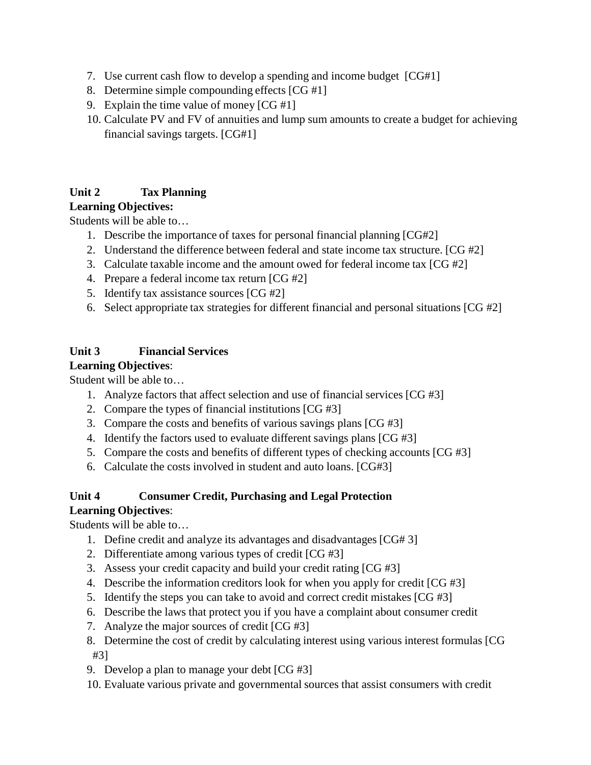7. Use current cash flow to develop a spending and income budget [CG#1]
8. Determine simple compounding effects [CG #1]
9. Explain the time value of money [CG #1]
10. Calculate PV and FV of annuities and lump sum amounts to create a budget for achieving financial savings targets. [CG#1]

**Unit 2 Tax Planning**

**Learning Objectives:**

Students will be able to…

1. Describe the importance of taxes for personal financial planning [CG#2]
2. Understand the difference between federal and state income tax structure. [CG #2]
3. Calculate taxable income and the amount owed for federal income tax [CG #2]
4. Prepare a federal income tax return [CG #2]
5. Identify tax assistance sources [CG #2]
6. Select appropriate tax strategies for different financial and personal situations [CG #2]

**Unit 3 Financial Services**

**Learning Objectives**:

Student will be able to…

1. Analyze factors that affect selection and use of financial services [CG #3]
2. Compare the types of financial institutions [CG #3]
3. Compare the costs and benefits of various savings plans [CG #3]
4. Identify the factors used to evaluate different savings plans [CG #3]
5. Compare the costs and benefits of different types of checking accounts [CG #3]
6. Calculate the costs involved in student and auto loans. [CG#3]

**Unit 4 Consumer Credit, Purchasing and Legal Protection**

**Learning Objectives**:

Students will be able to…

1. Define credit and analyze its advantages and disadvantages [CG# 3]
2. Differentiate among various types of credit [CG #3]
3. Assess your credit capacity and build your credit rating [CG #3]
4. Describe the information creditors look for when you apply for credit [CG #3]
5. Identify the steps you can take to avoid and correct credit mistakes [CG #3]
6. Describe the laws that protect you if you have a complaint about consumer credit
7. Analyze the major sources of credit [CG #3]
8. Determine the cost of credit by calculating interest using various interest formulas [CG #3]
9. Develop a plan to manage your debt [CG #3]
10. Evaluate various private and governmental sources that assist consumers with credit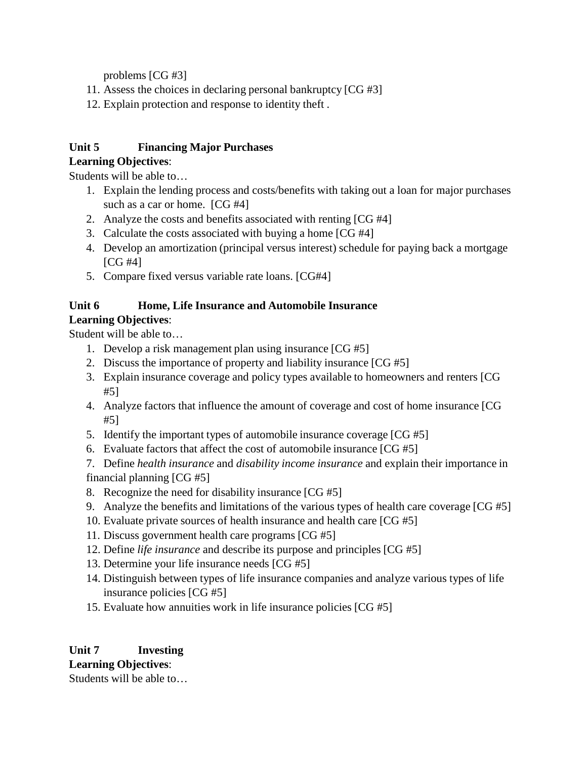problems [CG #3]

11. Assess the choices in declaring personal bankruptcy [CG #3]
12. Explain protection and response to identity theft .

**Unit 5 Financing Major Purchases**

**Learning Objectives**:

Students will be able to…

1. Explain the lending process and costs/benefits with taking out a loan for major purchases such as a car or home. [CG #4]
2. Analyze the costs and benefits associated with renting [CG #4]
3. Calculate the costs associated with buying a home [CG #4]
4. Develop an amortization (principal versus interest) schedule for paying back a mortgage [CG #4]
5. Compare fixed versus variable rate loans. [CG#4]

**Unit 6 Home, Life Insurance and Automobile Insurance**

**Learning Objectives**:

Student will be able to…

1. Develop a risk management plan using insurance [CG #5]
2. Discuss the importance of property and liability insurance [CG #5]
3. Explain insurance coverage and policy types available to homeowners and renters [CG #5]
4. Analyze factors that influence the amount of coverage and cost of home insurance [CG #5]
5. Identify the important types of automobile insurance coverage [CG #5]
6. Evaluate factors that affect the cost of automobile insurance [CG #5]
7. Define *health insurance* and *disability income insurance* and explain their importance in financial planning [CG #5]
8. Recognize the need for disability insurance [CG #5]
9. Analyze the benefits and limitations of the various types of health care coverage [CG #5]
10. Evaluate private sources of health insurance and health care [CG #5]
11. Discuss government health care programs [CG #5]
12. Define *life insurance* and describe its purpose and principles [CG #5]
13. Determine your life insurance needs [CG #5]
14. Distinguish between types of life insurance companies and analyze various types of life insurance policies [CG #5]
15. Evaluate how annuities work in life insurance policies [CG #5]

**Unit 7 Investing**

**Learning Objectives**:

Students will be able to…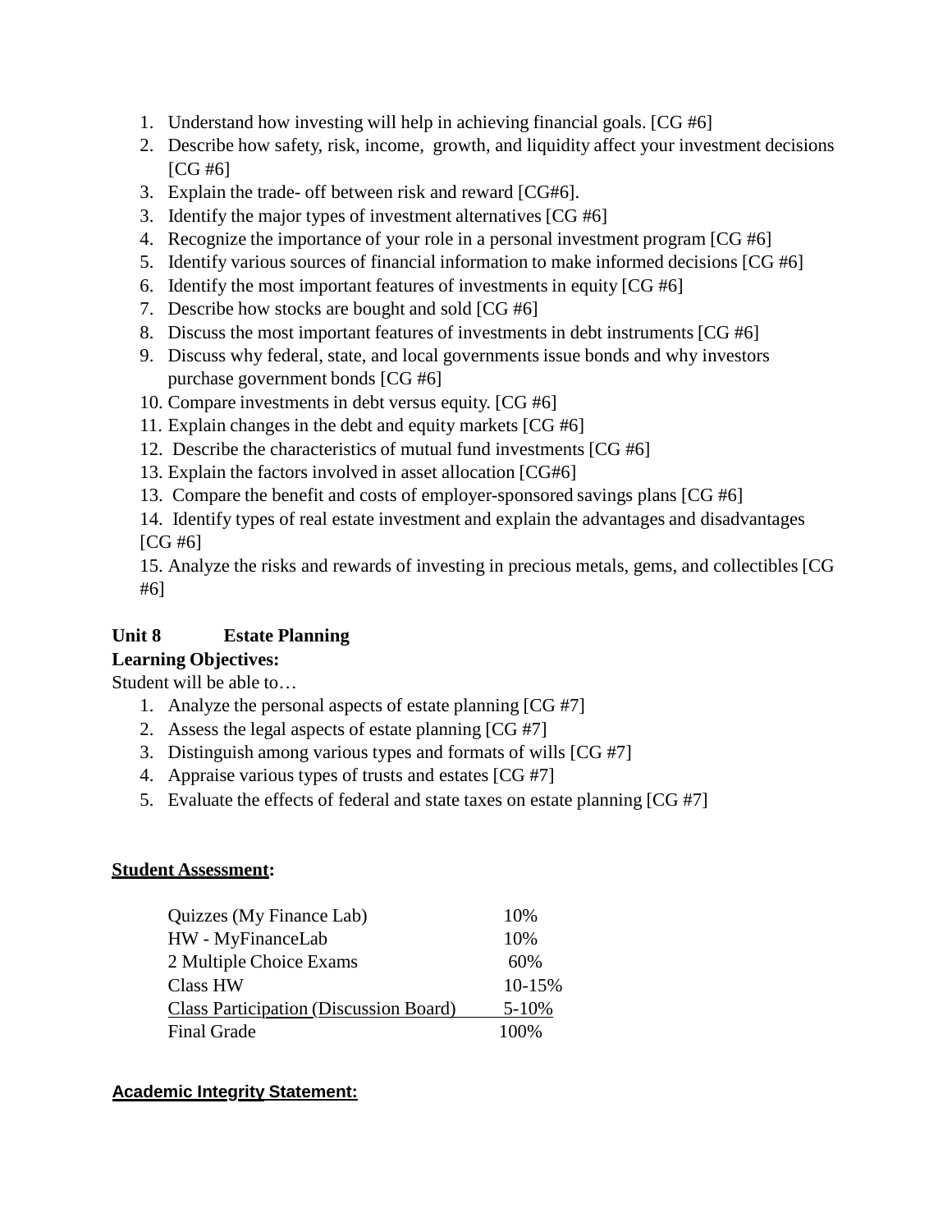1. Understand how investing will help in achieving financial goals. [CG #6]
2. Describe how safety, risk, income, growth, and liquidity affect your investment decisions [CG #6]
3. Explain the trade- off between risk and reward [CG#6].
3. Identify the major types of investment alternatives [CG #6]
4. Recognize the importance of your role in a personal investment program [CG #6]
5. Identify various sources of financial information to make informed decisions [CG #6]
6. Identify the most important features of investments in equity [CG #6]
7. Describe how stocks are bought and sold [CG #6]
8. Discuss the most important features of investments in debt instruments [CG #6]
9. Discuss why federal, state, and local governments issue bonds and why investors purchase government bonds [CG #6]
10. Compare investments in debt versus equity. [CG #6]
11. Explain changes in the debt and equity markets [CG #6]
12. Describe the characteristics of mutual fund investments [CG #6]
13. Explain the factors involved in asset allocation [CG#6]
13. Compare the benefit and costs of employer-sponsored savings plans [CG #6]
14. Identify types of real estate investment and explain the advantages and disadvantages [CG #6]
15. Analyze the risks and rewards of investing in precious metals, gems, and collectibles [CG #6]

**Unit 8 Estate Planning**

**Learning Objectives:**

Student will be able to…

1. Analyze the personal aspects of estate planning [CG #7]
2. Assess the legal aspects of estate planning [CG #7]
3. Distinguish among various types and formats of wills [CG #7]
4. Appraise various types of trusts and estates [CG #7]
5. Evaluate the effects of federal and state taxes on estate planning [CG #7]

**Student Assessment:**

| | |
|---|---|
| Quizzes (My Finance Lab) | 10% |
| HW - MyFinanceLab | 10% |
| 2 Multiple Choice Exams | 60% |
| Class HW | 10-15% |
| Class Participation (Discussion Board) | 5-10% |
| Final Grade | 100% |

**Academic Integrity Statement:**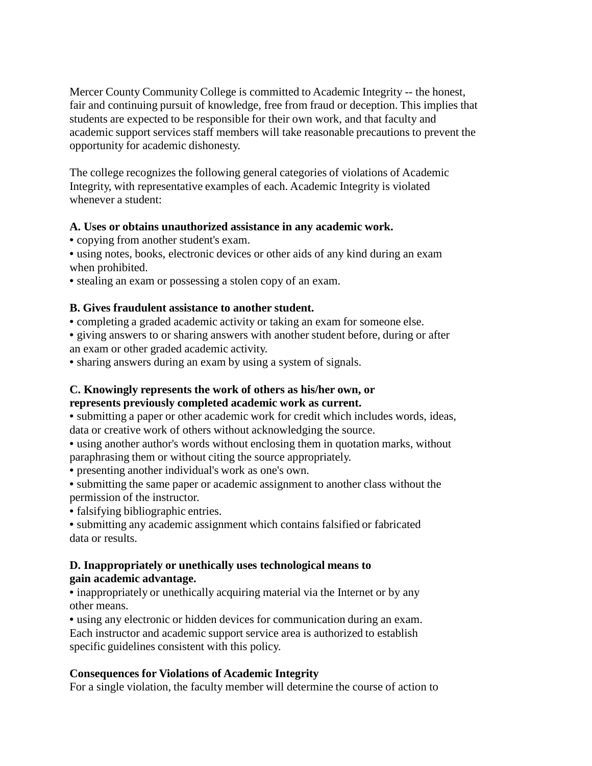Mercer County Community College is committed to Academic Integrity -- the honest, fair and continuing pursuit of knowledge, free from fraud or deception. This implies that students are expected to be responsible for their own work, and that faculty and academic support services staff members will take reasonable precautions to prevent the opportunity for academic dishonesty.

The college recognizes the following general categories of violations of Academic Integrity, with representative examples of each. Academic Integrity is violated whenever a student:

**A. Uses or obtains unauthorized assistance in any academic work.**

- copying from another student's exam.
- using notes, books, electronic devices or other aids of any kind during an exam when prohibited.
- stealing an exam or possessing a stolen copy of an exam.

**B. Gives fraudulent assistance to another student.**

- completing a graded academic activity or taking an exam for someone else.
- giving answers to or sharing answers with another student before, during or after an exam or other graded academic activity.
- sharing answers during an exam by using a system of signals.

**C. Knowingly represents the work of others as his/her own, or represents previously completed academic work as current.**

- submitting a paper or other academic work for credit which includes words, ideas, data or creative work of others without acknowledging the source.
- using another author's words without enclosing them in quotation marks, without paraphrasing them or without citing the source appropriately.
- presenting another individual's work as one's own.
- submitting the same paper or academic assignment to another class without the permission of the instructor.
- falsifying bibliographic entries.
- submitting any academic assignment which contains falsified or fabricated data or results.

**D. Inappropriately or unethically uses technological means to gain academic advantage.**

- inappropriately or unethically acquiring material via the Internet or by any other means.
- using any electronic or hidden devices for communication during an exam.

Each instructor and academic support service area is authorized to establish specific guidelines consistent with this policy.

**Consequences for Violations of Academic Integrity**

For a single violation, the faculty member will determine the course of action to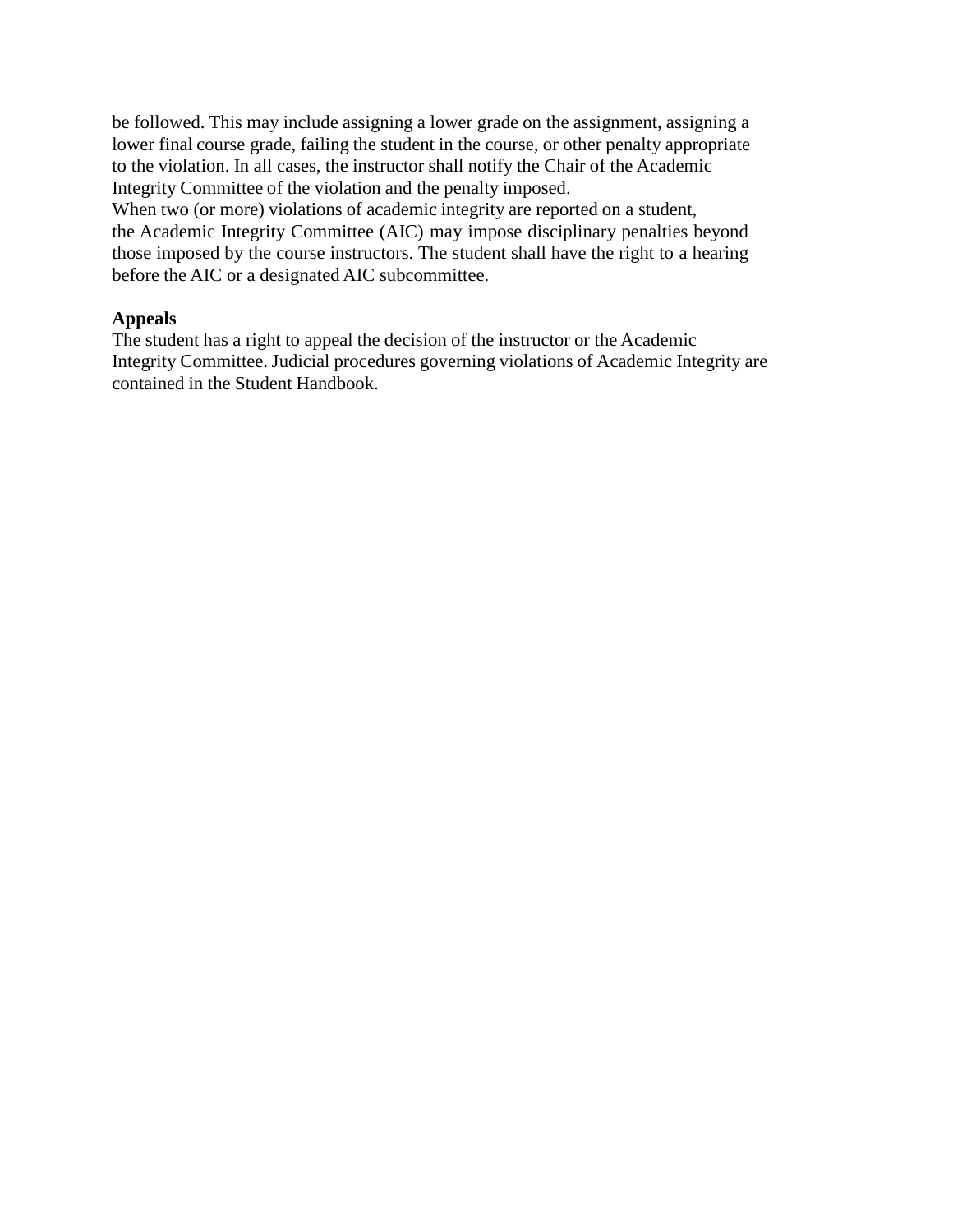be followed. This may include assigning a lower grade on the assignment, assigning a lower final course grade, failing the student in the course, or other penalty appropriate to the violation. In all cases, the instructor shall notify the Chair of the Academic Integrity Committee of the violation and the penalty imposed.
When two (or more) violations of academic integrity are reported on a student, the Academic Integrity Committee (AIC) may impose disciplinary penalties beyond those imposed by the course instructors. The student shall have the right to a hearing before the AIC or a designated AIC subcommittee.

**Appeals**
The student has a right to appeal the decision of the instructor or the Academic Integrity Committee. Judicial procedures governing violations of Academic Integrity are contained in the Student Handbook.